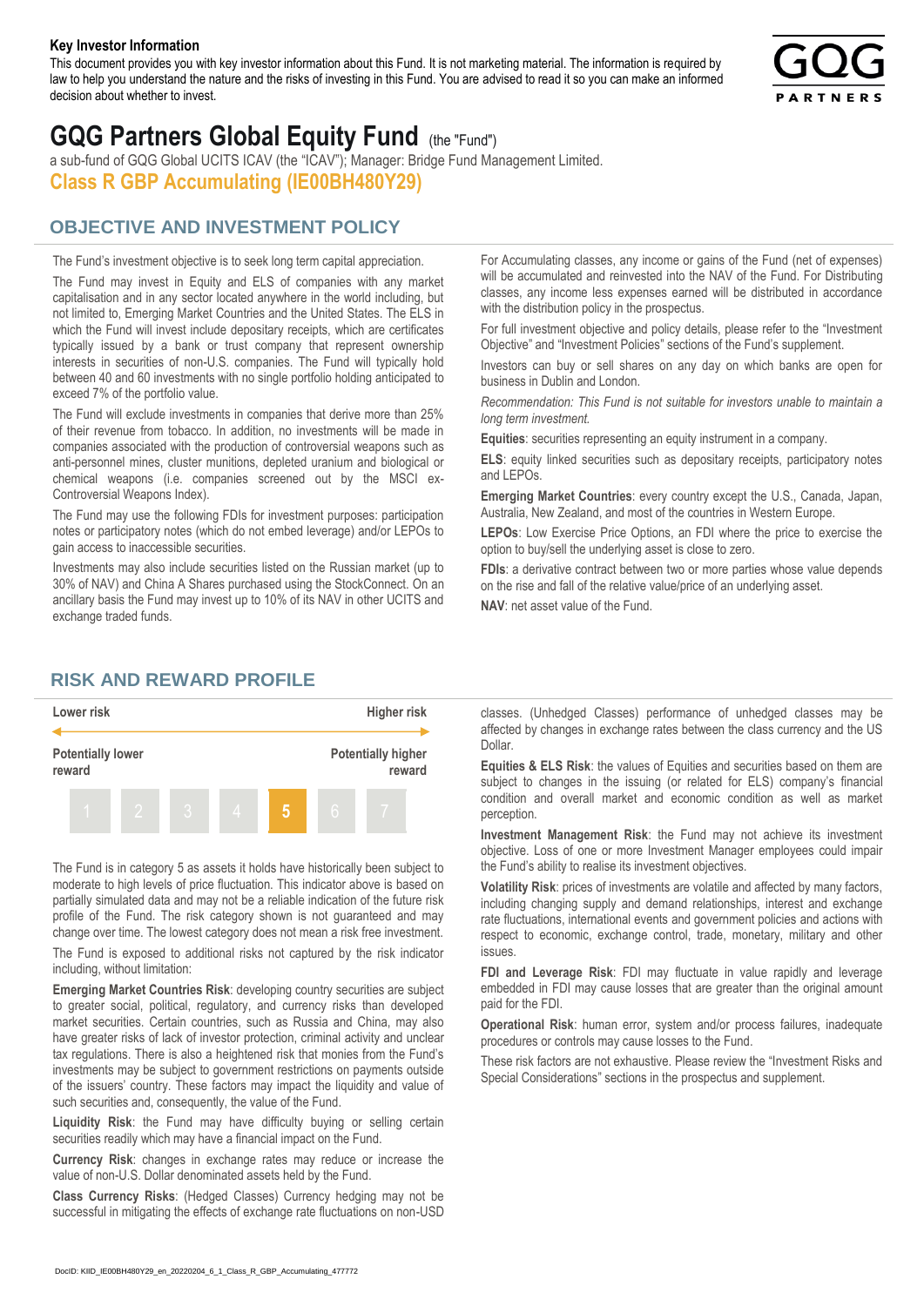**Key Investor Information**

This document provides you with key investor information about this Fund. It is not marketing material. The information is required by law to help you understand the nature and the risks of investing in this Fund. You are advised to read it so you can make an informed decision about whether to invest.

# GQG Partners Global Equity Fund (the "Fund")

a sub-fund of GQG Global UCITS ICAV (the "ICAV"); Manager: Bridge Fund Management Limited.

**Class R GBP Accumulating (IE00BH480Y29)**

## OBJECTIVE AND INVESTMENT POLICY

The Fund's investment objective is to seek long term capital appreciation.

The Fund may invest in Equity and ELS of companies with any market capitalisation and in any sector located anywhere in the world including, but not limited to, Emerging Market Countries and the United States. The ELS in which the Fund will invest include depositary receipts, which are certificates typically issued by a bank or trust company that represent ownership interests in securities of non-U.S. companies. The Fund will typically hold between 40 and 60 investments with no single portfolio holding anticipated to exceed 7% of the portfolio value.

The Fund will exclude investments in companies that derive more than 25% of their revenue from tobacco. In addition, no investments will be made in companies associated with the production of controversial weapons such as anti-personnel mines, cluster munitions, depleted uranium and biological or chemical weapons (i.e. companies screened out by the MSCI ex-Controversial Weapons Index).

The Fund may use the following FDIs for investment purposes: participation notes or participatory notes (which do not embed leverage) and/or LEPOs to gain access to inaccessible securities.

Investments may also include securities listed on the Russian market (up to 30% of NAV) and China A Shares purchased using the StockConnect. On an ancillary basis the Fund may invest up to 10% of its NAV in other UCITS and exchange traded funds.

For Accumulating classes, any income or gains of the Fund (net of expenses) will be accumulated and reinvested into the NAV of the Fund. For Distributing classes, any income less expenses earned will be distributed in accordance with the distribution policy in the prospectus.

For full investment objective and policy details, please refer to the "Investment Objective" and "Investment Policies" sections of the Fund's supplement.

Investors can buy or sell shares on any day on which banks are open for business in Dublin and London.

*Recommendation: This Fund is not suitable for investors unable to maintain a long term investment.*

**Equities**: securities representing an equity instrument in a company.

**ELS**: equity linked securities such as depositary receipts, participatory notes and LEPOs.

**Emerging Market Countries**: every country except the U.S., Canada, Japan, Australia, New Zealand, and most of the countries in Western Europe.

**LEPOs**: Low Exercise Price Options, an FDI where the price to exercise the option to buy/sell the underlying asset is close to zero.

**FDIs**: a derivative contract between two or more parties whose value depends on the rise and fall of the relative value/price of an underlying asset.

**NAV**: net asset value of the Fund.

## RISK AND REWARD PROFILE

| Lower risk | | | | | | Higher risk |
|---|---|---|---|---|---|---|
| Potentially lower reward | | | | | | Potentially higher reward |
| 1 | 2 | 3 | 4 | **5** | 6 | 7 |

The Fund is in category 5 as assets it holds have historically been subject to moderate to high levels of price fluctuation. This indicator above is based on partially simulated data and may not be a reliable indication of the future risk profile of the Fund. The risk category shown is not guaranteed and may change over time. The lowest category does not mean a risk free investment.

The Fund is exposed to additional risks not captured by the risk indicator including, without limitation:

**Emerging Market Countries Risk**: developing country securities are subject to greater social, political, regulatory, and currency risks than developed market securities. Certain countries, such as Russia and China, may also have greater risks of lack of investor protection, criminal activity and unclear tax regulations. There is also a heightened risk that monies from the Fund's investments may be subject to government restrictions on payments outside of the issuers' country. These factors may impact the liquidity and value of such securities and, consequently, the value of the Fund.

**Liquidity Risk**: the Fund may have difficulty buying or selling certain securities readily which may have a financial impact on the Fund.

**Currency Risk**: changes in exchange rates may reduce or increase the value of non-U.S. Dollar denominated assets held by the Fund.

**Class Currency Risks**: (Hedged Classes) Currency hedging may not be successful in mitigating the effects of exchange rate fluctuations on non-USD classes. (Unhedged Classes) performance of unhedged classes may be affected by changes in exchange rates between the class currency and the US Dollar.

**Equities & ELS Risk**: the values of Equities and securities based on them are subject to changes in the issuing (or related for ELS) company's financial condition and overall market and economic condition as well as market perception.

**Investment Management Risk**: the Fund may not achieve its investment objective. Loss of one or more Investment Manager employees could impair the Fund's ability to realise its investment objectives.

**Volatility Risk**: prices of investments are volatile and affected by many factors, including changing supply and demand relationships, interest and exchange rate fluctuations, international events and government policies and actions with respect to economic, exchange control, trade, monetary, military and other issues.

**FDI and Leverage Risk**: FDI may fluctuate in value rapidly and leverage embedded in FDI may cause losses that are greater than the original amount paid for the FDI.

**Operational Risk**: human error, system and/or process failures, inadequate procedures or controls may cause losses to the Fund.

These risk factors are not exhaustive. Please review the "Investment Risks and Special Considerations" sections in the prospectus and supplement.

DocID: KIID_IE00BH480Y29_en_20220204_6_1_Class_R_GBP_Accumulating_477772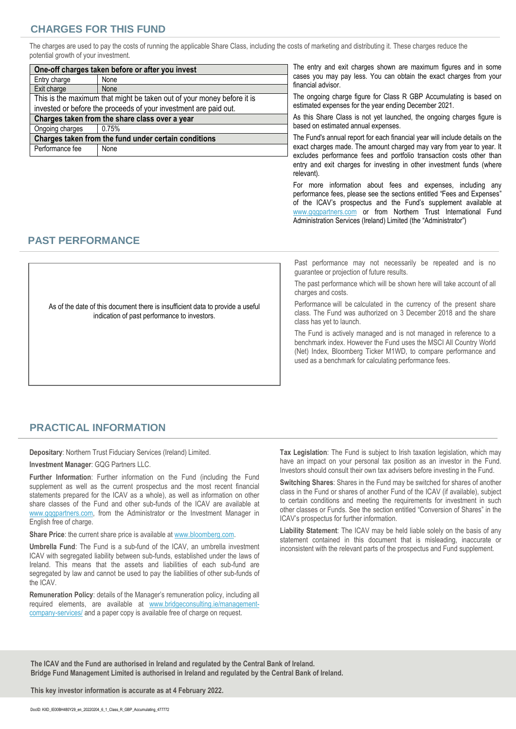## CHARGES FOR THIS FUND

The charges are used to pay the costs of running the applicable Share Class, including the costs of marketing and distributing it. These charges reduce the potential growth of your investment.

| One-off charges taken before or after you invest | |
|---|---|
| Entry charge | None |
| Exit charge | None |
| This is the maximum that might be taken out of your money before it is invested or before the proceeds of your investment are paid out. | |
| **Charges taken from the share class over a year** | |
| Ongoing charges | 0.75% |
| **Charges taken from the fund under certain conditions** | |
| Performance fee | None |

The entry and exit charges shown are maximum figures and in some cases you may pay less. You can obtain the exact charges from your financial advisor.

The ongoing charge figure for Class R GBP Accumulating is based on estimated expenses for the year ending December 2021.

As this Share Class is not yet launched, the ongoing charges figure is based on estimated annual expenses.

The Fund's annual report for each financial year will include details on the exact charges made. The amount charged may vary from year to year. It excludes performance fees and portfolio transaction costs other than entry and exit charges for investing in other investment funds (where relevant).

For more information about fees and expenses, including any performance fees, please see the sections entitled "Fees and Expenses" of the ICAV's prospectus and the Fund's supplement available at www.gqgpartners.com or from Northern Trust International Fund Administration Services (Ireland) Limited (the "Administrator")

## PAST PERFORMANCE

As of the date of this document there is insufficient data to provide a useful indication of past performance to investors.

Past performance may not necessarily be repeated and is no guarantee or projection of future results.

The past performance which will be shown here will take account of all charges and costs.

Performance will be calculated in the currency of the present share class. The Fund was authorized on 3 December 2018 and the share class has yet to launch.

The Fund is actively managed and is not managed in reference to a benchmark index. However the Fund uses the MSCI All Country World (Net) Index, Bloomberg Ticker M1WD, to compare performance and used as a benchmark for calculating performance fees.

## PRACTICAL INFORMATION

**Depositary**: Northern Trust Fiduciary Services (Ireland) Limited.

**Investment Manager**: GQG Partners LLC.

**Further Information**: Further information on the Fund (including the Fund supplement as well as the current prospectus and the most recent financial statements prepared for the ICAV as a whole), as well as information on other share classes of the Fund and other sub-funds of the ICAV are available at www.gqgpartners.com, from the Administrator or the Investment Manager in English free of charge.

**Share Price**: the current share price is available at www.bloomberg.com.

**Umbrella Fund**: The Fund is a sub-fund of the ICAV, an umbrella investment ICAV with segregated liability between sub-funds, established under the laws of Ireland. This means that the assets and liabilities of each sub-fund are segregated by law and cannot be used to pay the liabilities of other sub-funds of the ICAV.

**Remuneration Policy**: details of the Manager's remuneration policy, including all required elements, are available at www.bridgeconsulting.ie/management-company-services/ and a paper copy is available free of charge on request.

**Tax Legislation**: The Fund is subject to Irish taxation legislation, which may have an impact on your personal tax position as an investor in the Fund. Investors should consult their own tax advisers before investing in the Fund.

**Switching Shares**: Shares in the Fund may be switched for shares of another class in the Fund or shares of another Fund of the ICAV (if available), subject to certain conditions and meeting the requirements for investment in such other classes or Funds. See the section entitled "Conversion of Shares" in the ICAV's prospectus for further information.

**Liability Statement**: The ICAV may be held liable solely on the basis of any statement contained in this document that is misleading, inaccurate or inconsistent with the relevant parts of the prospectus and Fund supplement.

**The ICAV and the Fund are authorised in Ireland and regulated by the Central Bank of Ireland.**
**Bridge Fund Management Limited is authorised in Ireland and regulated by the Central Bank of Ireland.**

**This key investor information is accurate as at 4 February 2022.**

DocID: KIID_IE00BH480Y29_en_20220204_6_1_Class_R_GBP_Accumulating_477772